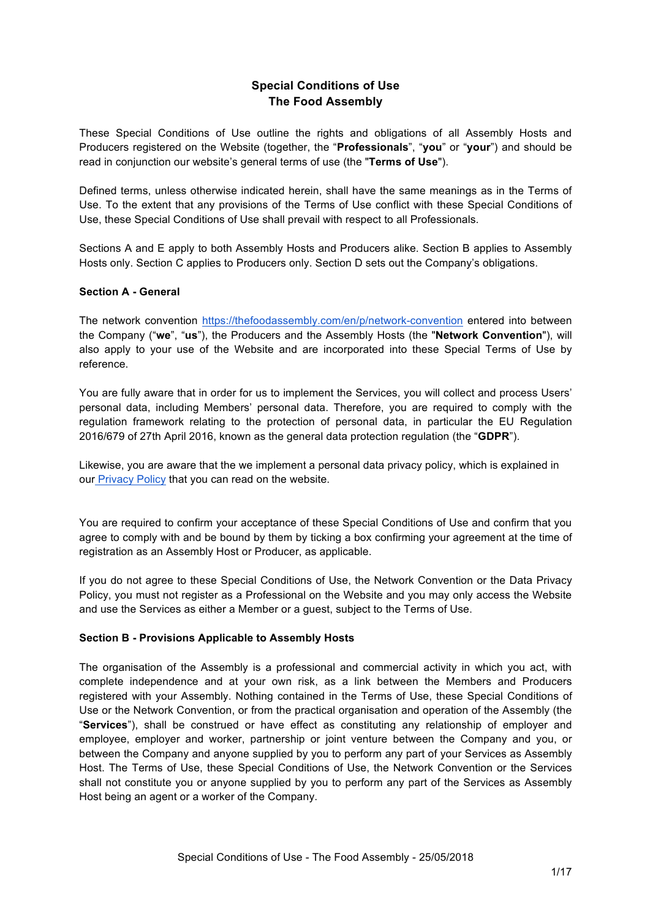# Special Conditions of Use
# The Food Assembly

These Special Conditions of Use outline the rights and obligations of all Assembly Hosts and Producers registered on the Website (together, the "**Professionals**", "**you**" or "**your**") and should be read in conjunction our website's general terms of use (the "**Terms of Use**").

Defined terms, unless otherwise indicated herein, shall have the same meanings as in the Terms of Use. To the extent that any provisions of the Terms of Use conflict with these Special Conditions of Use, these Special Conditions of Use shall prevail with respect to all Professionals.

Sections A and E apply to both Assembly Hosts and Producers alike. Section B applies to Assembly Hosts only. Section C applies to Producers only. Section D sets out the Company's obligations.

## Section A - General

The network convention https://thefoodassembly.com/en/p/network-convention entered into between the Company ("**we**", "**us**"), the Producers and the Assembly Hosts (the "**Network Convention**"), will also apply to your use of the Website and are incorporated into these Special Terms of Use by reference.

You are fully aware that in order for us to implement the Services, you will collect and process Users' personal data, including Members' personal data. Therefore, you are required to comply with the regulation framework relating to the protection of personal data, in particular the EU Regulation 2016/679 of 27th April 2016, known as the general data protection regulation (the "**GDPR**").

Likewise, you are aware that the we implement a personal data privacy policy, which is explained in our Privacy Policy that you can read on the website.

You are required to confirm your acceptance of these Special Conditions of Use and confirm that you agree to comply with and be bound by them by ticking a box confirming your agreement at the time of registration as an Assembly Host or Producer, as applicable.

If you do not agree to these Special Conditions of Use, the Network Convention or the Data Privacy Policy, you must not register as a Professional on the Website and you may only access the Website and use the Services as either a Member or a guest, subject to the Terms of Use.

## Section B - Provisions Applicable to Assembly Hosts

The organisation of the Assembly is a professional and commercial activity in which you act, with complete independence and at your own risk, as a link between the Members and Producers registered with your Assembly. Nothing contained in the Terms of Use, these Special Conditions of Use or the Network Convention, or from the practical organisation and operation of the Assembly (the "**Services**"), shall be construed or have effect as constituting any relationship of employer and employee, employer and worker, partnership or joint venture between the Company and you, or between the Company and anyone supplied by you to perform any part of your Services as Assembly Host. The Terms of Use, these Special Conditions of Use, the Network Convention or the Services shall not constitute you or anyone supplied by you to perform any part of the Services as Assembly Host being an agent or a worker of the Company.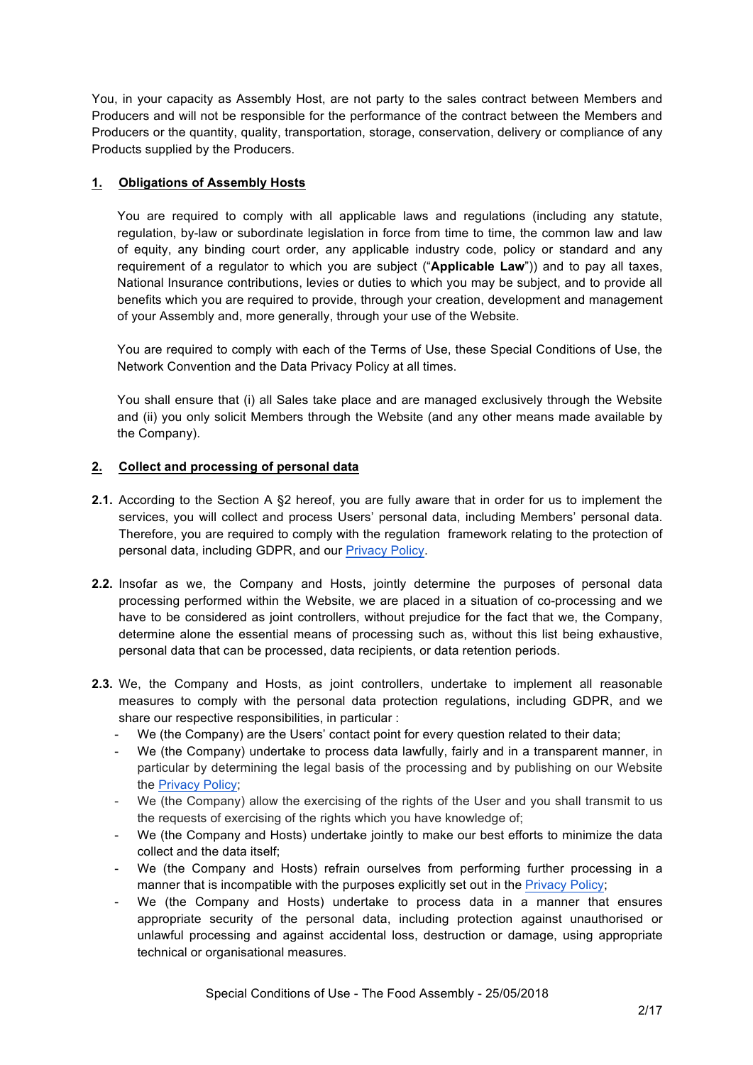You, in your capacity as Assembly Host, are not party to the sales contract between Members and Producers and will not be responsible for the performance of the contract between the Members and Producers or the quantity, quality, transportation, storage, conservation, delivery or compliance of any Products supplied by the Producers.

## 1. Obligations of Assembly Hosts

You are required to comply with all applicable laws and regulations (including any statute, regulation, by-law or subordinate legislation in force from time to time, the common law and law of equity, any binding court order, any applicable industry code, policy or standard and any requirement of a regulator to which you are subject ("**Applicable Law**")) and to pay all taxes, National Insurance contributions, levies or duties to which you may be subject, and to provide all benefits which you are required to provide, through your creation, development and management of your Assembly and, more generally, through your use of the Website.

You are required to comply with each of the Terms of Use, these Special Conditions of Use, the Network Convention and the Data Privacy Policy at all times.

You shall ensure that (i) all Sales take place and are managed exclusively through the Website and (ii) you only solicit Members through the Website (and any other means made available by the Company).

## 2. Collect and processing of personal data

**2.1.** According to the Section A §2 hereof, you are fully aware that in order for us to implement the services, you will collect and process Users' personal data, including Members' personal data. Therefore, you are required to comply with the regulation framework relating to the protection of personal data, including GDPR, and our Privacy Policy.

**2.2.** Insofar as we, the Company and Hosts, jointly determine the purposes of personal data processing performed within the Website, we are placed in a situation of co-processing and we have to be considered as joint controllers, without prejudice for the fact that we, the Company, determine alone the essential means of processing such as, without this list being exhaustive, personal data that can be processed, data recipients, or data retention periods.

**2.3.** We, the Company and Hosts, as joint controllers, undertake to implement all reasonable measures to comply with the personal data protection regulations, including GDPR, and we share our respective responsibilities, in particular :

- We (the Company) are the Users' contact point for every question related to their data;
- We (the Company) undertake to process data lawfully, fairly and in a transparent manner, in particular by determining the legal basis of the processing and by publishing on our Website the Privacy Policy;
- We (the Company) allow the exercising of the rights of the User and you shall transmit to us the requests of exercising of the rights which you have knowledge of;
- We (the Company and Hosts) undertake jointly to make our best efforts to minimize the data collect and the data itself;
- We (the Company and Hosts) refrain ourselves from performing further processing in a manner that is incompatible with the purposes explicitly set out in the Privacy Policy;
- We (the Company and Hosts) undertake to process data in a manner that ensures appropriate security of the personal data, including protection against unauthorised or unlawful processing and against accidental loss, destruction or damage, using appropriate technical or organisational measures.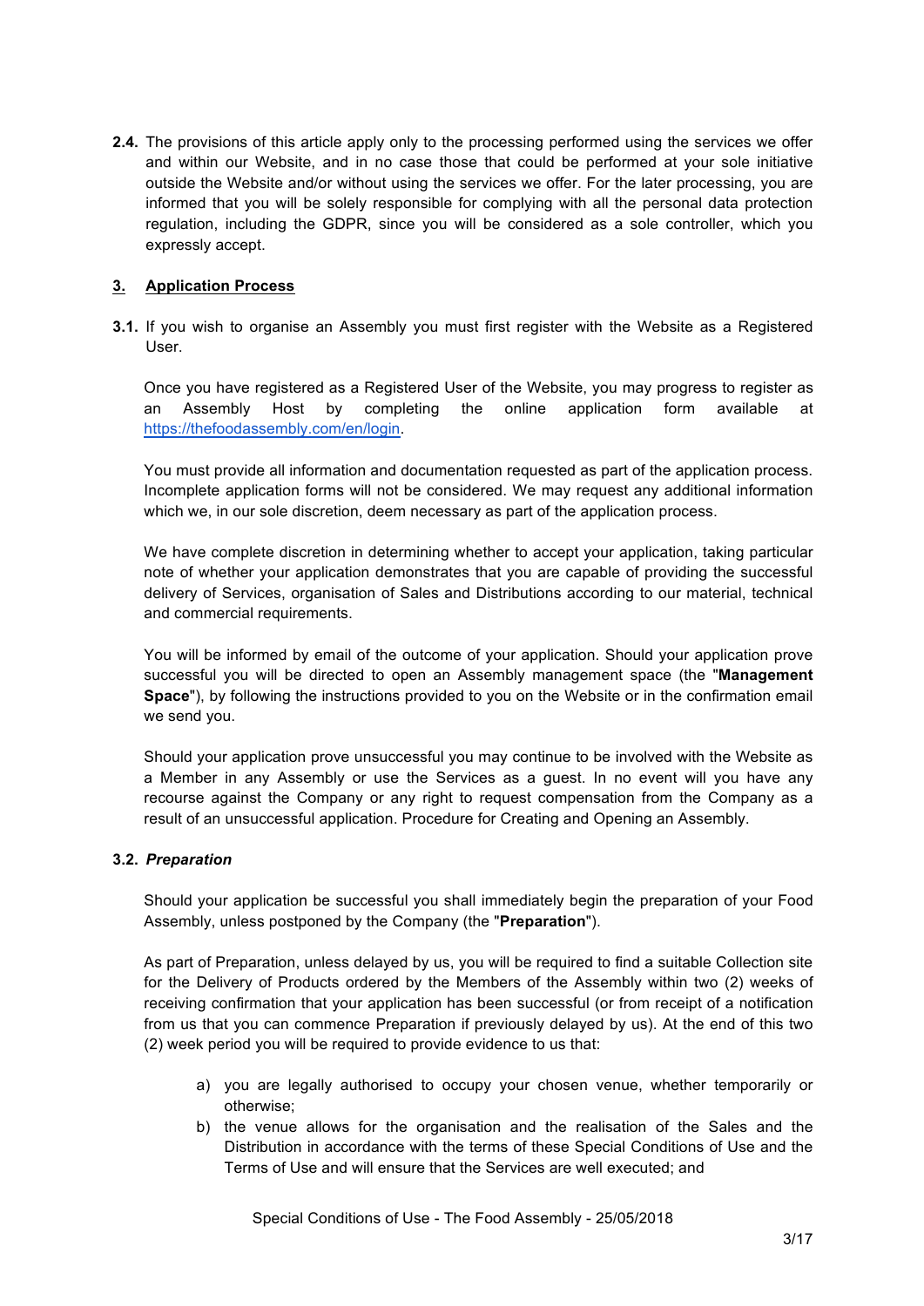**2.4.** The provisions of this article apply only to the processing performed using the services we offer and within our Website, and in no case those that could be performed at your sole initiative outside the Website and/or without using the services we offer. For the later processing, you are informed that you will be solely responsible for complying with all the personal data protection regulation, including the GDPR, since you will be considered as a sole controller, which you expressly accept.

## 3. Application Process

**3.1.** If you wish to organise an Assembly you must first register with the Website as a Registered User.

Once you have registered as a Registered User of the Website, you may progress to register as an Assembly Host by completing the online application form available at https://thefoodassembly.com/en/login.

You must provide all information and documentation requested as part of the application process. Incomplete application forms will not be considered. We may request any additional information which we, in our sole discretion, deem necessary as part of the application process.

We have complete discretion in determining whether to accept your application, taking particular note of whether your application demonstrates that you are capable of providing the successful delivery of Services, organisation of Sales and Distributions according to our material, technical and commercial requirements.

You will be informed by email of the outcome of your application. Should your application prove successful you will be directed to open an Assembly management space (the "**Management Space**"), by following the instructions provided to you on the Website or in the confirmation email we send you.

Should your application prove unsuccessful you may continue to be involved with the Website as a Member in any Assembly or use the Services as a guest. In no event will you have any recourse against the Company or any right to request compensation from the Company as a result of an unsuccessful application. Procedure for Creating and Opening an Assembly.

**3.2.** ***Preparation***

Should your application be successful you shall immediately begin the preparation of your Food Assembly, unless postponed by the Company (the "**Preparation**").

As part of Preparation, unless delayed by us, you will be required to find a suitable Collection site for the Delivery of Products ordered by the Members of the Assembly within two (2) weeks of receiving confirmation that your application has been successful (or from receipt of a notification from us that you can commence Preparation if previously delayed by us). At the end of this two (2) week period you will be required to provide evidence to us that:

a) you are legally authorised to occupy your chosen venue, whether temporarily or otherwise;
b) the venue allows for the organisation and the realisation of the Sales and the Distribution in accordance with the terms of these Special Conditions of Use and the Terms of Use and will ensure that the Services are well executed; and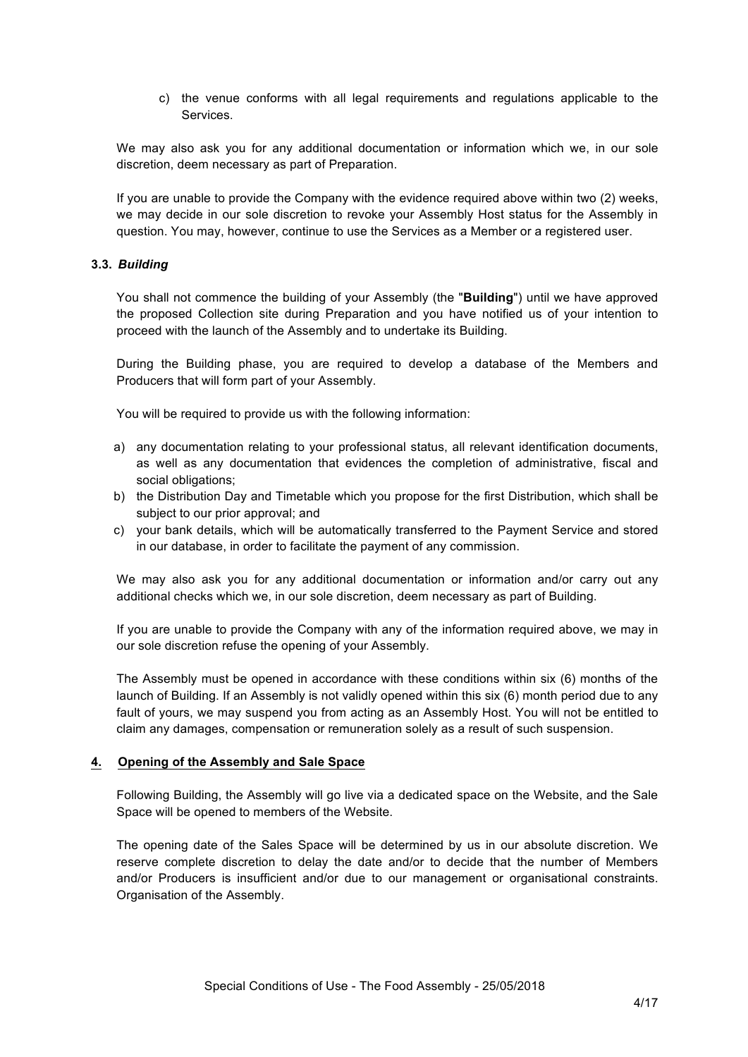c) the venue conforms with all legal requirements and regulations applicable to the Services.

We may also ask you for any additional documentation or information which we, in our sole discretion, deem necessary as part of Preparation.

If you are unable to provide the Company with the evidence required above within two (2) weeks, we may decide in our sole discretion to revoke your Assembly Host status for the Assembly in question. You may, however, continue to use the Services as a Member or a registered user.

### 3.3. *Building*

You shall not commence the building of your Assembly (the "**Building**") until we have approved the proposed Collection site during Preparation and you have notified us of your intention to proceed with the launch of the Assembly and to undertake its Building.

During the Building phase, you are required to develop a database of the Members and Producers that will form part of your Assembly.

You will be required to provide us with the following information:

a) any documentation relating to your professional status, all relevant identification documents, as well as any documentation that evidences the completion of administrative, fiscal and social obligations;
b) the Distribution Day and Timetable which you propose for the first Distribution, which shall be subject to our prior approval; and
c) your bank details, which will be automatically transferred to the Payment Service and stored in our database, in order to facilitate the payment of any commission.

We may also ask you for any additional documentation or information and/or carry out any additional checks which we, in our sole discretion, deem necessary as part of Building.

If you are unable to provide the Company with any of the information required above, we may in our sole discretion refuse the opening of your Assembly.

The Assembly must be opened in accordance with these conditions within six (6) months of the launch of Building. If an Assembly is not validly opened within this six (6) month period due to any fault of yours, we may suspend you from acting as an Assembly Host. You will not be entitled to claim any damages, compensation or remuneration solely as a result of such suspension.

## 4. Opening of the Assembly and Sale Space

Following Building, the Assembly will go live via a dedicated space on the Website, and the Sale Space will be opened to members of the Website.

The opening date of the Sales Space will be determined by us in our absolute discretion. We reserve complete discretion to delay the date and/or to decide that the number of Members and/or Producers is insufficient and/or due to our management or organisational constraints. Organisation of the Assembly.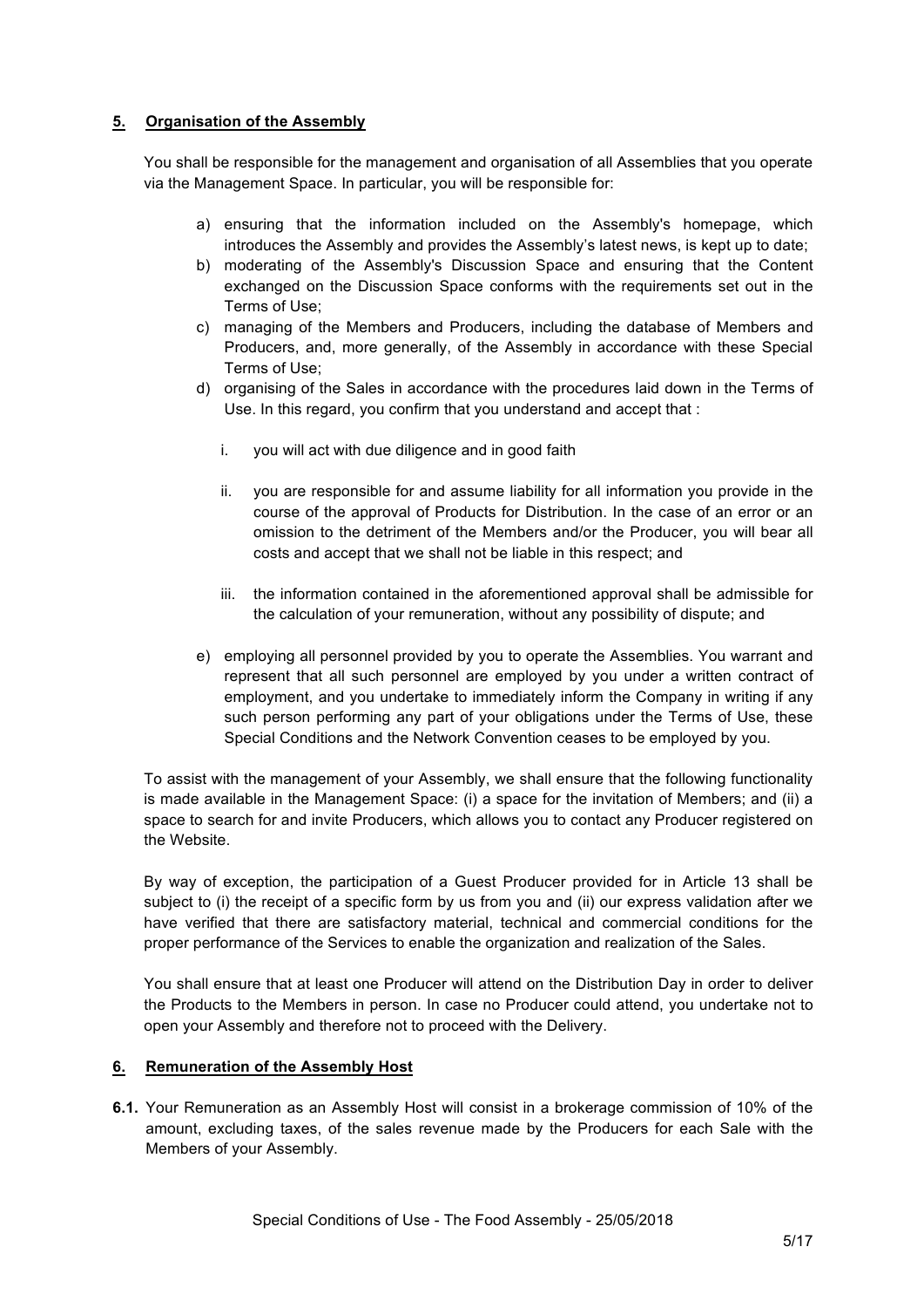## 5. Organisation of the Assembly

You shall be responsible for the management and organisation of all Assemblies that you operate via the Management Space. In particular, you will be responsible for:

a) ensuring that the information included on the Assembly's homepage, which introduces the Assembly and provides the Assembly's latest news, is kept up to date;

b) moderating of the Assembly's Discussion Space and ensuring that the Content exchanged on the Discussion Space conforms with the requirements set out in the Terms of Use;

c) managing of the Members and Producers, including the database of Members and Producers, and, more generally, of the Assembly in accordance with these Special Terms of Use;

d) organising of the Sales in accordance with the procedures laid down in the Terms of Use. In this regard, you confirm that you understand and accept that :

   i. you will act with due diligence and in good faith

   ii. you are responsible for and assume liability for all information you provide in the course of the approval of Products for Distribution. In the case of an error or an omission to the detriment of the Members and/or the Producer, you will bear all costs and accept that we shall not be liable in this respect; and

   iii. the information contained in the aforementioned approval shall be admissible for the calculation of your remuneration, without any possibility of dispute; and

e) employing all personnel provided by you to operate the Assemblies. You warrant and represent that all such personnel are employed by you under a written contract of employment, and you undertake to immediately inform the Company in writing if any such person performing any part of your obligations under the Terms of Use, these Special Conditions and the Network Convention ceases to be employed by you.

To assist with the management of your Assembly, we shall ensure that the following functionality is made available in the Management Space: (i) a space for the invitation of Members; and (ii) a space to search for and invite Producers, which allows you to contact any Producer registered on the Website.

By way of exception, the participation of a Guest Producer provided for in Article 13 shall be subject to (i) the receipt of a specific form by us from you and (ii) our express validation after we have verified that there are satisfactory material, technical and commercial conditions for the proper performance of the Services to enable the organization and realization of the Sales.

You shall ensure that at least one Producer will attend on the Distribution Day in order to deliver the Products to the Members in person. In case no Producer could attend, you undertake not to open your Assembly and therefore not to proceed with the Delivery.

## 6. Remuneration of the Assembly Host

**6.1.** Your Remuneration as an Assembly Host will consist in a brokerage commission of 10% of the amount, excluding taxes, of the sales revenue made by the Producers for each Sale with the Members of your Assembly.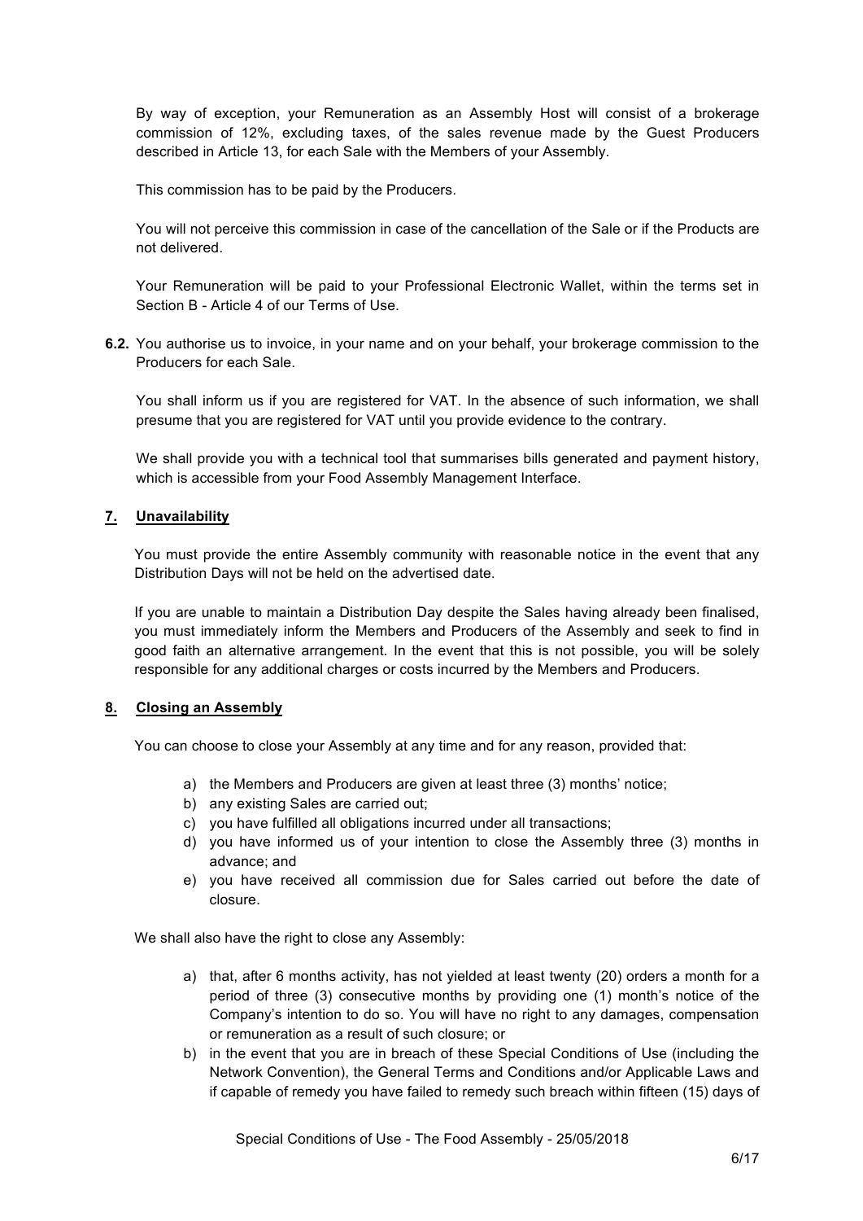By way of exception, your Remuneration as an Assembly Host will consist of a brokerage commission of 12%, excluding taxes, of the sales revenue made by the Guest Producers described in Article 13, for each Sale with the Members of your Assembly.

This commission has to be paid by the Producers.

You will not perceive this commission in case of the cancellation of the Sale or if the Products are not delivered.

Your Remuneration will be paid to your Professional Electronic Wallet, within the terms set in Section B - Article 4 of our Terms of Use.

**6.2.** You authorise us to invoice, in your name and on your behalf, your brokerage commission to the Producers for each Sale.

You shall inform us if you are registered for VAT. In the absence of such information, we shall presume that you are registered for VAT until you provide evidence to the contrary.

We shall provide you with a technical tool that summarises bills generated and payment history, which is accessible from your Food Assembly Management Interface.

## 7. Unavailability

You must provide the entire Assembly community with reasonable notice in the event that any Distribution Days will not be held on the advertised date.

If you are unable to maintain a Distribution Day despite the Sales having already been finalised, you must immediately inform the Members and Producers of the Assembly and seek to find in good faith an alternative arrangement. In the event that this is not possible, you will be solely responsible for any additional charges or costs incurred by the Members and Producers.

## 8. Closing an Assembly

You can choose to close your Assembly at any time and for any reason, provided that:

a) the Members and Producers are given at least three (3) months' notice;
b) any existing Sales are carried out;
c) you have fulfilled all obligations incurred under all transactions;
d) you have informed us of your intention to close the Assembly three (3) months in advance; and
e) you have received all commission due for Sales carried out before the date of closure.

We shall also have the right to close any Assembly:

a) that, after 6 months activity, has not yielded at least twenty (20) orders a month for a period of three (3) consecutive months by providing one (1) month's notice of the Company's intention to do so. You will have no right to any damages, compensation or remuneration as a result of such closure; or
b) in the event that you are in breach of these Special Conditions of Use (including the Network Convention), the General Terms and Conditions and/or Applicable Laws and if capable of remedy you have failed to remedy such breach within fifteen (15) days of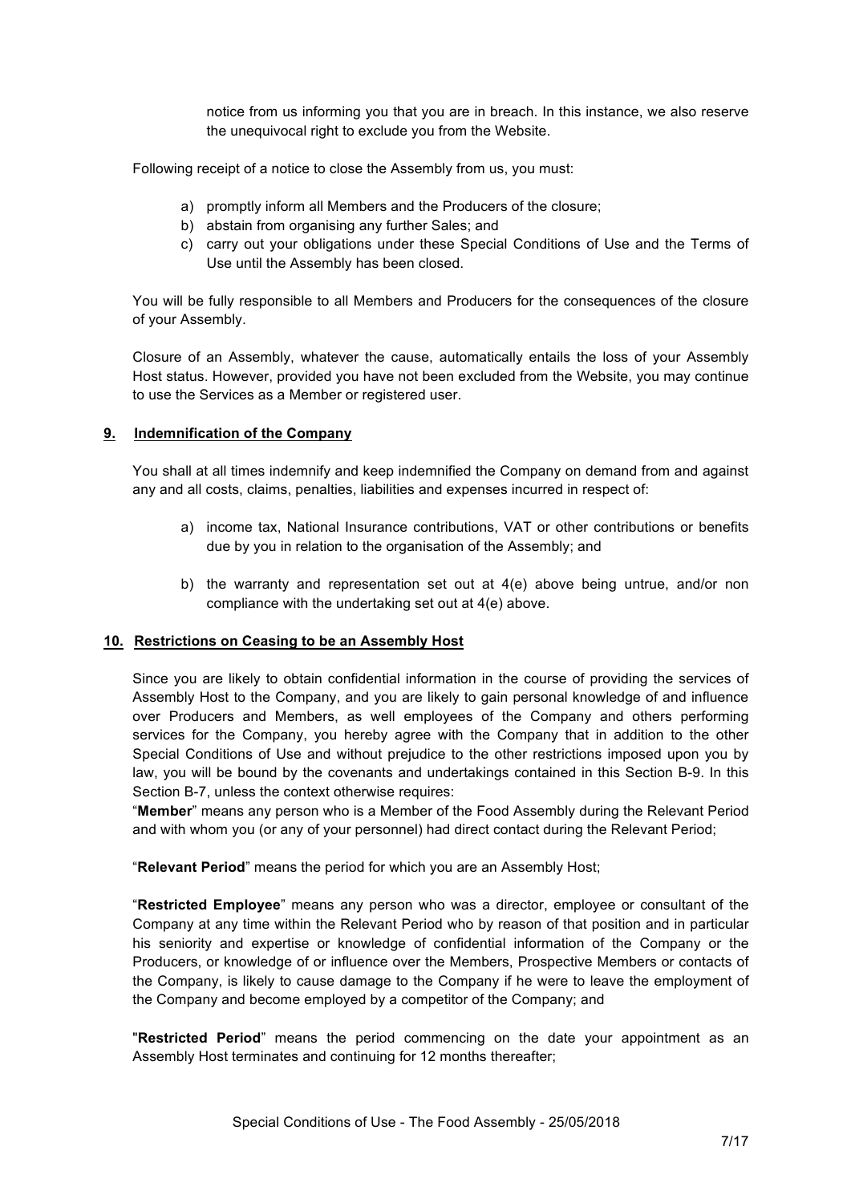notice from us informing you that you are in breach. In this instance, we also reserve the unequivocal right to exclude you from the Website.

Following receipt of a notice to close the Assembly from us, you must:

a) promptly inform all Members and the Producers of the closure;
b) abstain from organising any further Sales; and
c) carry out your obligations under these Special Conditions of Use and the Terms of Use until the Assembly has been closed.

You will be fully responsible to all Members and Producers for the consequences of the closure of your Assembly.

Closure of an Assembly, whatever the cause, automatically entails the loss of your Assembly Host status. However, provided you have not been excluded from the Website, you may continue to use the Services as a Member or registered user.

## 9. Indemnification of the Company

You shall at all times indemnify and keep indemnified the Company on demand from and against any and all costs, claims, penalties, liabilities and expenses incurred in respect of:

a) income tax, National Insurance contributions, VAT or other contributions or benefits due by you in relation to the organisation of the Assembly; and

b) the warranty and representation set out at 4(e) above being untrue, and/or non compliance with the undertaking set out at 4(e) above.

## 10. Restrictions on Ceasing to be an Assembly Host

Since you are likely to obtain confidential information in the course of providing the services of Assembly Host to the Company, and you are likely to gain personal knowledge of and influence over Producers and Members, as well employees of the Company and others performing services for the Company, you hereby agree with the Company that in addition to the other Special Conditions of Use and without prejudice to the other restrictions imposed upon you by law, you will be bound by the covenants and undertakings contained in this Section B-9. In this Section B-7, unless the context otherwise requires:

"**Member**" means any person who is a Member of the Food Assembly during the Relevant Period and with whom you (or any of your personnel) had direct contact during the Relevant Period;

"**Relevant Period**" means the period for which you are an Assembly Host;

"**Restricted Employee**" means any person who was a director, employee or consultant of the Company at any time within the Relevant Period who by reason of that position and in particular his seniority and expertise or knowledge of confidential information of the Company or the Producers, or knowledge of or influence over the Members, Prospective Members or contacts of the Company, is likely to cause damage to the Company if he were to leave the employment of the Company and become employed by a competitor of the Company; and

"**Restricted Period**" means the period commencing on the date your appointment as an Assembly Host terminates and continuing for 12 months thereafter;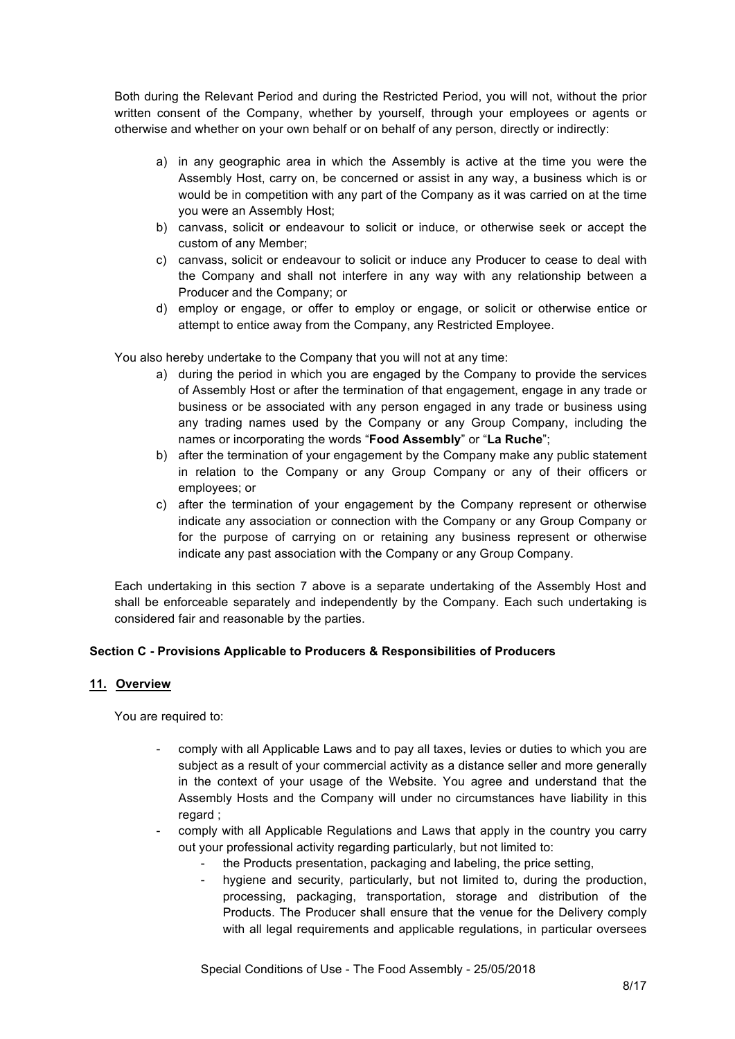Both during the Relevant Period and during the Restricted Period, you will not, without the prior written consent of the Company, whether by yourself, through your employees or agents or otherwise and whether on your own behalf or on behalf of any person, directly or indirectly:

a) in any geographic area in which the Assembly is active at the time you were the Assembly Host, carry on, be concerned or assist in any way, a business which is or would be in competition with any part of the Company as it was carried on at the time you were an Assembly Host;
b) canvass, solicit or endeavour to solicit or induce, or otherwise seek or accept the custom of any Member;
c) canvass, solicit or endeavour to solicit or induce any Producer to cease to deal with the Company and shall not interfere in any way with any relationship between a Producer and the Company; or
d) employ or engage, or offer to employ or engage, or solicit or otherwise entice or attempt to entice away from the Company, any Restricted Employee.

You also hereby undertake to the Company that you will not at any time:

a) during the period in which you are engaged by the Company to provide the services of Assembly Host or after the termination of that engagement, engage in any trade or business or be associated with any person engaged in any trade or business using any trading names used by the Company or any Group Company, including the names or incorporating the words "**Food Assembly**" or "**La Ruche**";
b) after the termination of your engagement by the Company make any public statement in relation to the Company or any Group Company or any of their officers or employees; or
c) after the termination of your engagement by the Company represent or otherwise indicate any association or connection with the Company or any Group Company or for the purpose of carrying on or retaining any business represent or otherwise indicate any past association with the Company or any Group Company.

Each undertaking in this section 7 above is a separate undertaking of the Assembly Host and shall be enforceable separately and independently by the Company. Each such undertaking is considered fair and reasonable by the parties.

### Section C - Provisions Applicable to Producers & Responsibilities of Producers

#### 11. Overview

You are required to:

- comply with all Applicable Laws and to pay all taxes, levies or duties to which you are subject as a result of your commercial activity as a distance seller and more generally in the context of your usage of the Website. You agree and understand that the Assembly Hosts and the Company will under no circumstances have liability in this regard ;
- comply with all Applicable Regulations and Laws that apply in the country you carry out your professional activity regarding particularly, but not limited to:
  - the Products presentation, packaging and labeling, the price setting,
  - hygiene and security, particularly, but not limited to, during the production, processing, packaging, transportation, storage and distribution of the Products. The Producer shall ensure that the venue for the Delivery comply with all legal requirements and applicable regulations, in particular oversees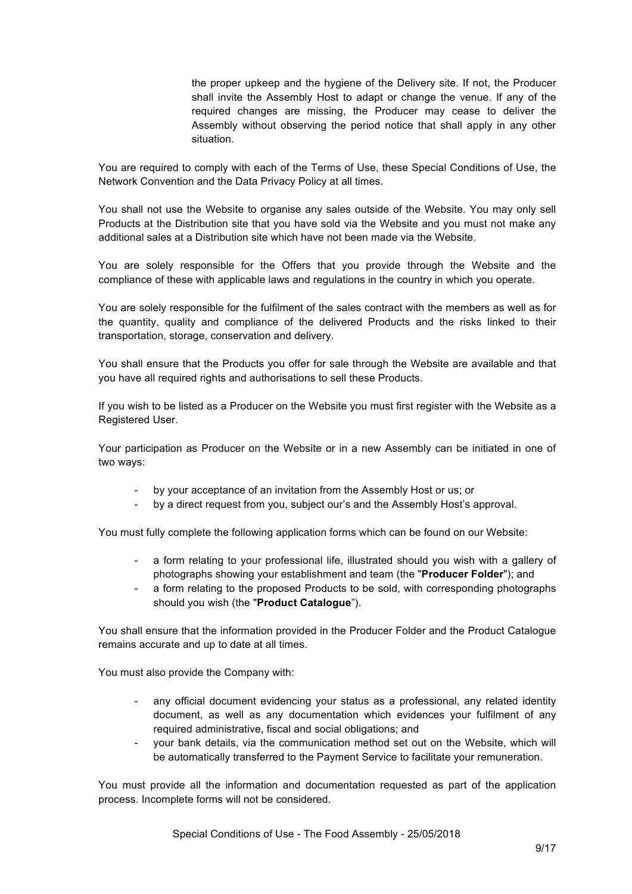the proper upkeep and the hygiene of the Delivery site. If not, the Producer shall invite the Assembly Host to adapt or change the venue. If any of the required changes are missing, the Producer may cease to deliver the Assembly without observing the period notice that shall apply in any other situation.

You are required to comply with each of the Terms of Use, these Special Conditions of Use, the Network Convention and the Data Privacy Policy at all times.

You shall not use the Website to organise any sales outside of the Website. You may only sell Products at the Distribution site that you have sold via the Website and you must not make any additional sales at a Distribution site which have not been made via the Website.

You are solely responsible for the Offers that you provide through the Website and the compliance of these with applicable laws and regulations in the country in which you operate.

You are solely responsible for the fulfilment of the sales contract with the members as well as for the quantity, quality and compliance of the delivered Products and the risks linked to their transportation, storage, conservation and delivery.

You shall ensure that the Products you offer for sale through the Website are available and that you have all required rights and authorisations to sell these Products.

If you wish to be listed as a Producer on the Website you must first register with the Website as a Registered User.

Your participation as Producer on the Website or in a new Assembly can be initiated in one of two ways:

- by your acceptance of an invitation from the Assembly Host or us; or
- by a direct request from you, subject our's and the Assembly Host's approval.

You must fully complete the following application forms which can be found on our Website:

- a form relating to your professional life, illustrated should you wish with a gallery of photographs showing your establishment and team (the "**Producer Folder**"); and
- a form relating to the proposed Products to be sold, with corresponding photographs should you wish (the "**Product Catalogue**").

You shall ensure that the information provided in the Producer Folder and the Product Catalogue remains accurate and up to date at all times.

You must also provide the Company with:

- any official document evidencing your status as a professional, any related identity document, as well as any documentation which evidences your fulfilment of any required administrative, fiscal and social obligations; and
- your bank details, via the communication method set out on the Website, which will be automatically transferred to the Payment Service to facilitate your remuneration.

You must provide all the information and documentation requested as part of the application process. Incomplete forms will not be considered.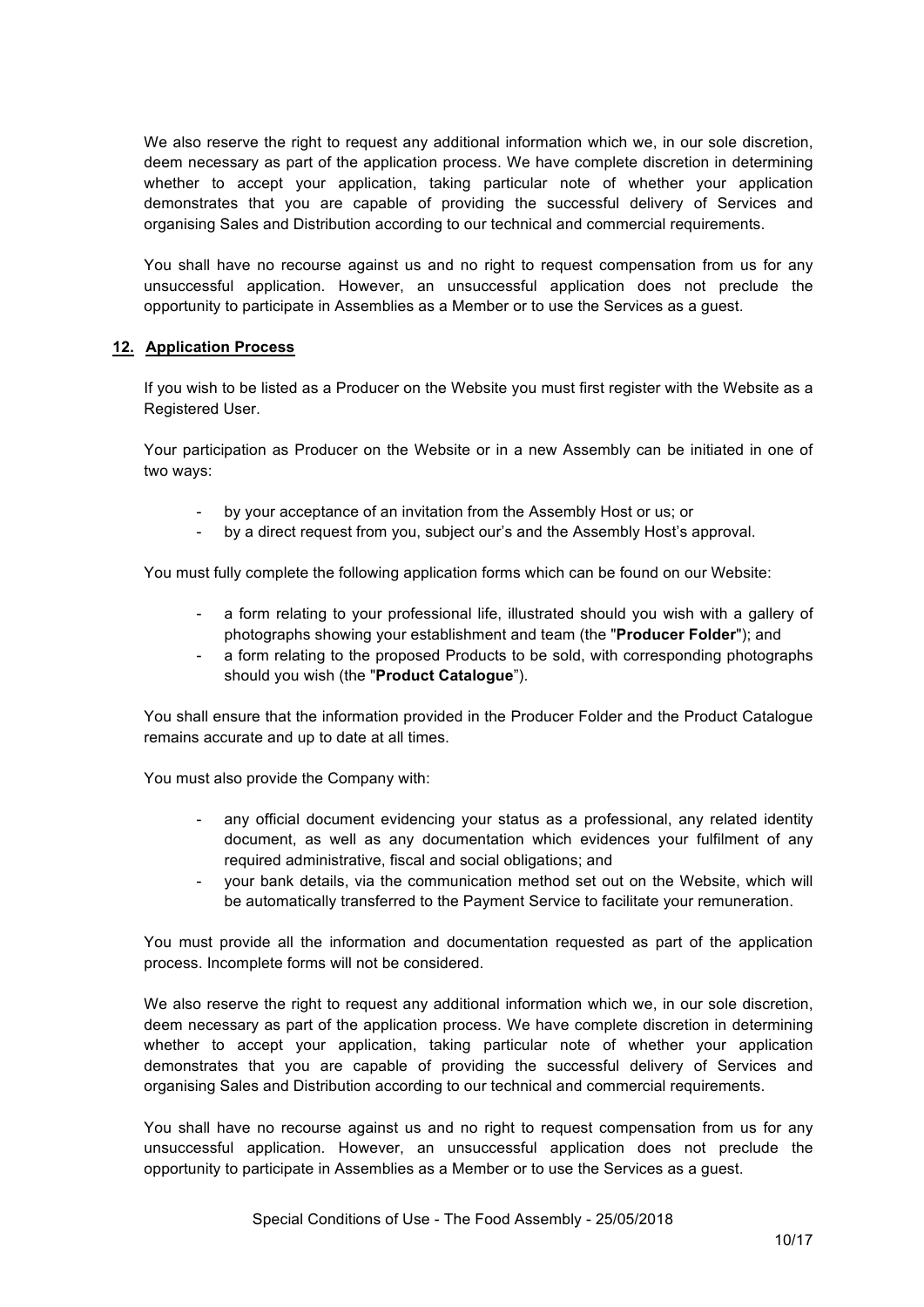We also reserve the right to request any additional information which we, in our sole discretion, deem necessary as part of the application process. We have complete discretion in determining whether to accept your application, taking particular note of whether your application demonstrates that you are capable of providing the successful delivery of Services and organising Sales and Distribution according to our technical and commercial requirements.

You shall have no recourse against us and no right to request compensation from us for any unsuccessful application. However, an unsuccessful application does not preclude the opportunity to participate in Assemblies as a Member or to use the Services as a guest.

## 12. Application Process

If you wish to be listed as a Producer on the Website you must first register with the Website as a Registered User.

Your participation as Producer on the Website or in a new Assembly can be initiated in one of two ways:

- by your acceptance of an invitation from the Assembly Host or us; or
- by a direct request from you, subject our's and the Assembly Host's approval.

You must fully complete the following application forms which can be found on our Website:

- a form relating to your professional life, illustrated should you wish with a gallery of photographs showing your establishment and team (the "**Producer Folder**"); and
- a form relating to the proposed Products to be sold, with corresponding photographs should you wish (the "**Product Catalogue**").

You shall ensure that the information provided in the Producer Folder and the Product Catalogue remains accurate and up to date at all times.

You must also provide the Company with:

- any official document evidencing your status as a professional, any related identity document, as well as any documentation which evidences your fulfilment of any required administrative, fiscal and social obligations; and
- your bank details, via the communication method set out on the Website, which will be automatically transferred to the Payment Service to facilitate your remuneration.

You must provide all the information and documentation requested as part of the application process. Incomplete forms will not be considered.

We also reserve the right to request any additional information which we, in our sole discretion, deem necessary as part of the application process. We have complete discretion in determining whether to accept your application, taking particular note of whether your application demonstrates that you are capable of providing the successful delivery of Services and organising Sales and Distribution according to our technical and commercial requirements.

You shall have no recourse against us and no right to request compensation from us for any unsuccessful application. However, an unsuccessful application does not preclude the opportunity to participate in Assemblies as a Member or to use the Services as a guest.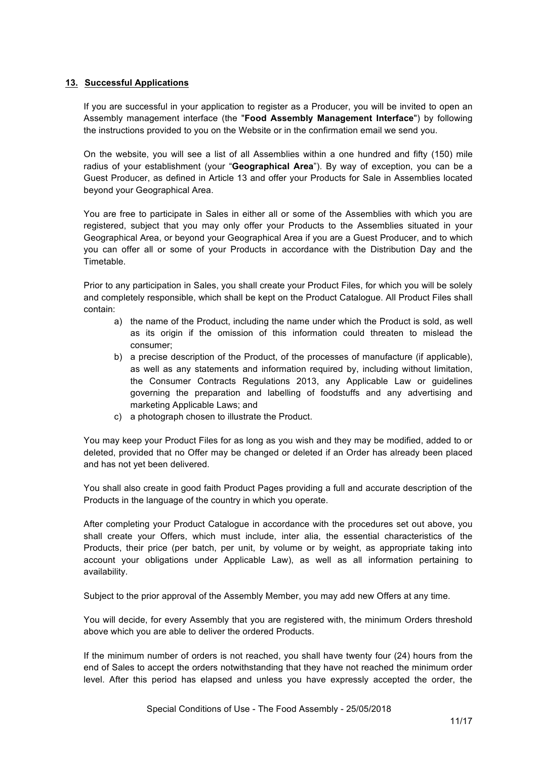## 13. Successful Applications

If you are successful in your application to register as a Producer, you will be invited to open an Assembly management interface (the "**Food Assembly Management Interface**") by following the instructions provided to you on the Website or in the confirmation email we send you.

On the website, you will see a list of all Assemblies within a one hundred and fifty (150) mile radius of your establishment (your "**Geographical Area**"). By way of exception, you can be a Guest Producer, as defined in Article 13 and offer your Products for Sale in Assemblies located beyond your Geographical Area.

You are free to participate in Sales in either all or some of the Assemblies with which you are registered, subject that you may only offer your Products to the Assemblies situated in your Geographical Area, or beyond your Geographical Area if you are a Guest Producer, and to which you can offer all or some of your Products in accordance with the Distribution Day and the Timetable.

Prior to any participation in Sales, you shall create your Product Files, for which you will be solely and completely responsible, which shall be kept on the Product Catalogue. All Product Files shall contain:

a) the name of the Product, including the name under which the Product is sold, as well as its origin if the omission of this information could threaten to mislead the consumer;
b) a precise description of the Product, of the processes of manufacture (if applicable), as well as any statements and information required by, including without limitation, the Consumer Contracts Regulations 2013, any Applicable Law or guidelines governing the preparation and labelling of foodstuffs and any advertising and marketing Applicable Laws; and
c) a photograph chosen to illustrate the Product.

You may keep your Product Files for as long as you wish and they may be modified, added to or deleted, provided that no Offer may be changed or deleted if an Order has already been placed and has not yet been delivered.

You shall also create in good faith Product Pages providing a full and accurate description of the Products in the language of the country in which you operate.

After completing your Product Catalogue in accordance with the procedures set out above, you shall create your Offers, which must include, inter alia, the essential characteristics of the Products, their price (per batch, per unit, by volume or by weight, as appropriate taking into account your obligations under Applicable Law), as well as all information pertaining to availability.

Subject to the prior approval of the Assembly Member, you may add new Offers at any time.

You will decide, for every Assembly that you are registered with, the minimum Orders threshold above which you are able to deliver the ordered Products.

If the minimum number of orders is not reached, you shall have twenty four (24) hours from the end of Sales to accept the orders notwithstanding that they have not reached the minimum order level. After this period has elapsed and unless you have expressly accepted the order, the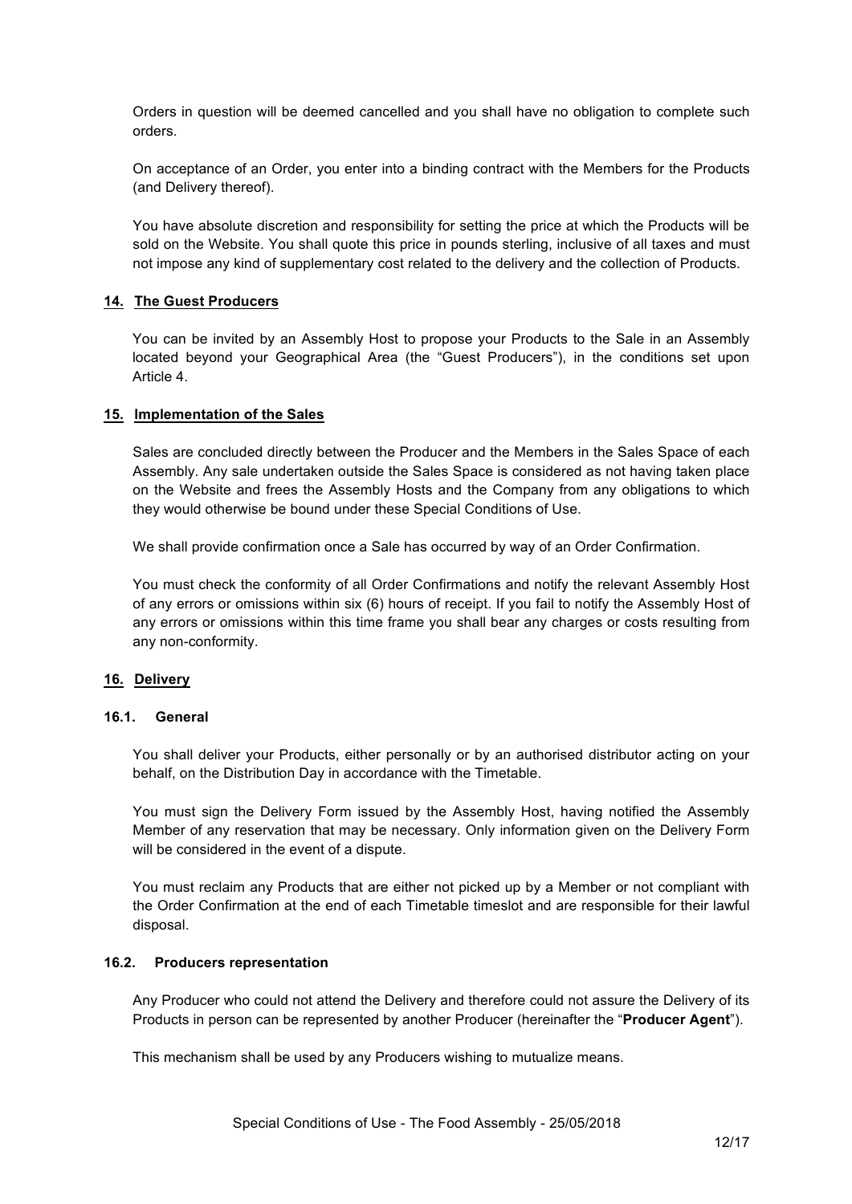Orders in question will be deemed cancelled and you shall have no obligation to complete such orders.

On acceptance of an Order, you enter into a binding contract with the Members for the Products (and Delivery thereof).

You have absolute discretion and responsibility for setting the price at which the Products will be sold on the Website. You shall quote this price in pounds sterling, inclusive of all taxes and must not impose any kind of supplementary cost related to the delivery and the collection of Products.

## 14. The Guest Producers

You can be invited by an Assembly Host to propose your Products to the Sale in an Assembly located beyond your Geographical Area (the "Guest Producers"), in the conditions set upon Article 4.

## 15. Implementation of the Sales

Sales are concluded directly between the Producer and the Members in the Sales Space of each Assembly. Any sale undertaken outside the Sales Space is considered as not having taken place on the Website and frees the Assembly Hosts and the Company from any obligations to which they would otherwise be bound under these Special Conditions of Use.

We shall provide confirmation once a Sale has occurred by way of an Order Confirmation.

You must check the conformity of all Order Confirmations and notify the relevant Assembly Host of any errors or omissions within six (6) hours of receipt. If you fail to notify the Assembly Host of any errors or omissions within this time frame you shall bear any charges or costs resulting from any non-conformity.

## 16. Delivery

### 16.1. General

You shall deliver your Products, either personally or by an authorised distributor acting on your behalf, on the Distribution Day in accordance with the Timetable.

You must sign the Delivery Form issued by the Assembly Host, having notified the Assembly Member of any reservation that may be necessary. Only information given on the Delivery Form will be considered in the event of a dispute.

You must reclaim any Products that are either not picked up by a Member or not compliant with the Order Confirmation at the end of each Timetable timeslot and are responsible for their lawful disposal.

### 16.2. Producers representation

Any Producer who could not attend the Delivery and therefore could not assure the Delivery of its Products in person can be represented by another Producer (hereinafter the "**Producer Agent**").

This mechanism shall be used by any Producers wishing to mutualize means.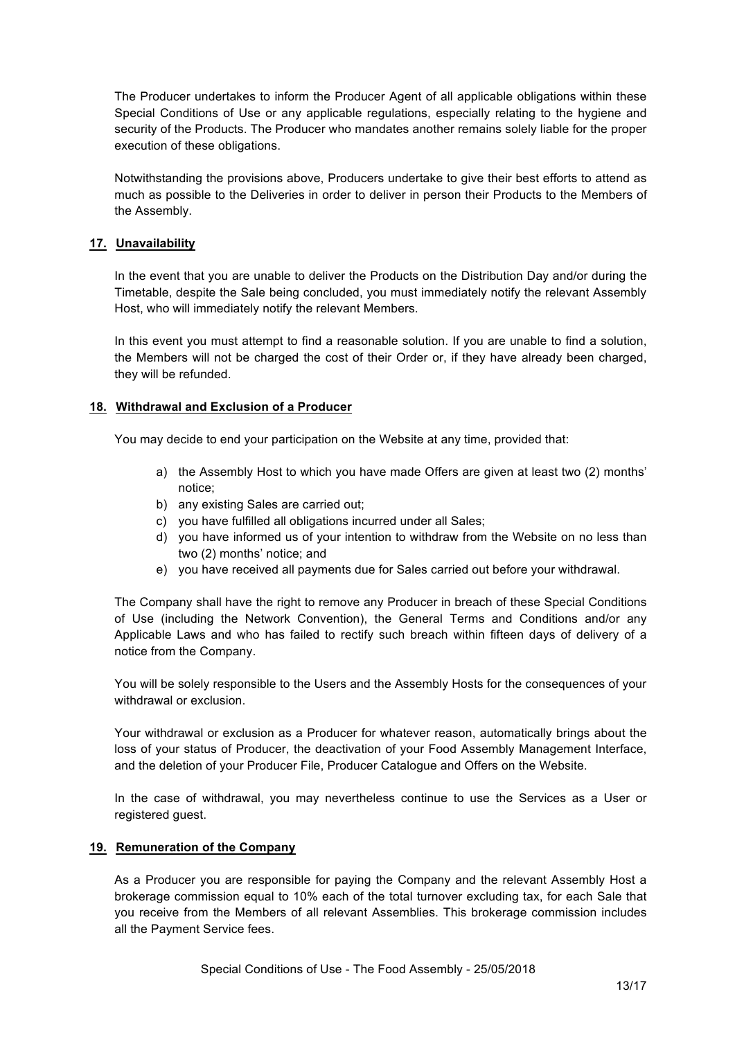The Producer undertakes to inform the Producer Agent of all applicable obligations within these Special Conditions of Use or any applicable regulations, especially relating to the hygiene and security of the Products. The Producer who mandates another remains solely liable for the proper execution of these obligations.

Notwithstanding the provisions above, Producers undertake to give their best efforts to attend as much as possible to the Deliveries in order to deliver in person their Products to the Members of the Assembly.

## 17. Unavailability

In the event that you are unable to deliver the Products on the Distribution Day and/or during the Timetable, despite the Sale being concluded, you must immediately notify the relevant Assembly Host, who will immediately notify the relevant Members.

In this event you must attempt to find a reasonable solution. If you are unable to find a solution, the Members will not be charged the cost of their Order or, if they have already been charged, they will be refunded.

## 18. Withdrawal and Exclusion of a Producer

You may decide to end your participation on the Website at any time, provided that:

a) the Assembly Host to which you have made Offers are given at least two (2) months' notice;
b) any existing Sales are carried out;
c) you have fulfilled all obligations incurred under all Sales;
d) you have informed us of your intention to withdraw from the Website on no less than two (2) months' notice; and
e) you have received all payments due for Sales carried out before your withdrawal.

The Company shall have the right to remove any Producer in breach of these Special Conditions of Use (including the Network Convention), the General Terms and Conditions and/or any Applicable Laws and who has failed to rectify such breach within fifteen days of delivery of a notice from the Company.

You will be solely responsible to the Users and the Assembly Hosts for the consequences of your withdrawal or exclusion.

Your withdrawal or exclusion as a Producer for whatever reason, automatically brings about the loss of your status of Producer, the deactivation of your Food Assembly Management Interface, and the deletion of your Producer File, Producer Catalogue and Offers on the Website.

In the case of withdrawal, you may nevertheless continue to use the Services as a User or registered guest.

## 19. Remuneration of the Company

As a Producer you are responsible for paying the Company and the relevant Assembly Host a brokerage commission equal to 10% each of the total turnover excluding tax, for each Sale that you receive from the Members of all relevant Assemblies. This brokerage commission includes all the Payment Service fees.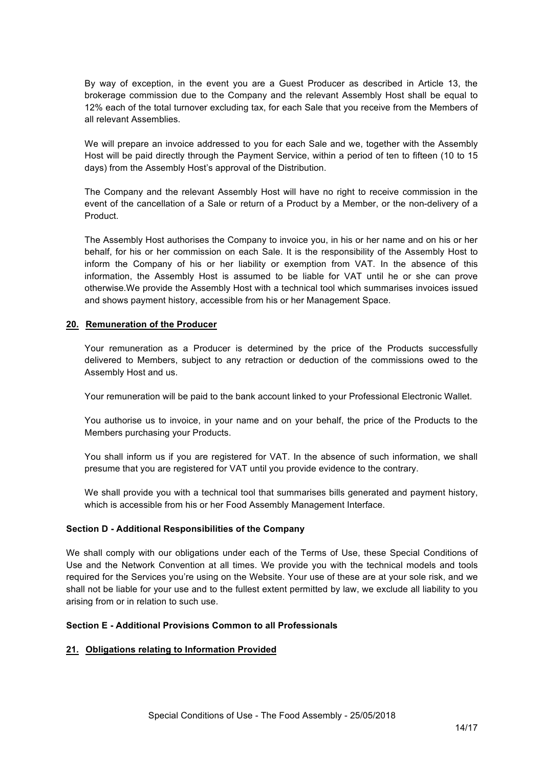By way of exception, in the event you are a Guest Producer as described in Article 13, the brokerage commission due to the Company and the relevant Assembly Host shall be equal to 12% each of the total turnover excluding tax, for each Sale that you receive from the Members of all relevant Assemblies.

We will prepare an invoice addressed to you for each Sale and we, together with the Assembly Host will be paid directly through the Payment Service, within a period of ten to fifteen (10 to 15 days) from the Assembly Host's approval of the Distribution.

The Company and the relevant Assembly Host will have no right to receive commission in the event of the cancellation of a Sale or return of a Product by a Member, or the non-delivery of a Product.

The Assembly Host authorises the Company to invoice you, in his or her name and on his or her behalf, for his or her commission on each Sale. It is the responsibility of the Assembly Host to inform the Company of his or her liability or exemption from VAT. In the absence of this information, the Assembly Host is assumed to be liable for VAT until he or she can prove otherwise.We provide the Assembly Host with a technical tool which summarises invoices issued and shows payment history, accessible from his or her Management Space.

## <u>20. Remuneration of the Producer</u>

Your remuneration as a Producer is determined by the price of the Products successfully delivered to Members, subject to any retraction or deduction of the commissions owed to the Assembly Host and us.

Your remuneration will be paid to the bank account linked to your Professional Electronic Wallet.

You authorise us to invoice, in your name and on your behalf, the price of the Products to the Members purchasing your Products.

You shall inform us if you are registered for VAT. In the absence of such information, we shall presume that you are registered for VAT until you provide evidence to the contrary.

We shall provide you with a technical tool that summarises bills generated and payment history, which is accessible from his or her Food Assembly Management Interface.

### Section D - Additional Responsibilities of the Company

We shall comply with our obligations under each of the Terms of Use, these Special Conditions of Use and the Network Convention at all times. We provide you with the technical models and tools required for the Services you're using on the Website. Your use of these are at your sole risk, and we shall not be liable for your use and to the fullest extent permitted by law, we exclude all liability to you arising from or in relation to such use.

### Section E - Additional Provisions Common to all Professionals

## <u>21. Obligations relating to Information Provided</u>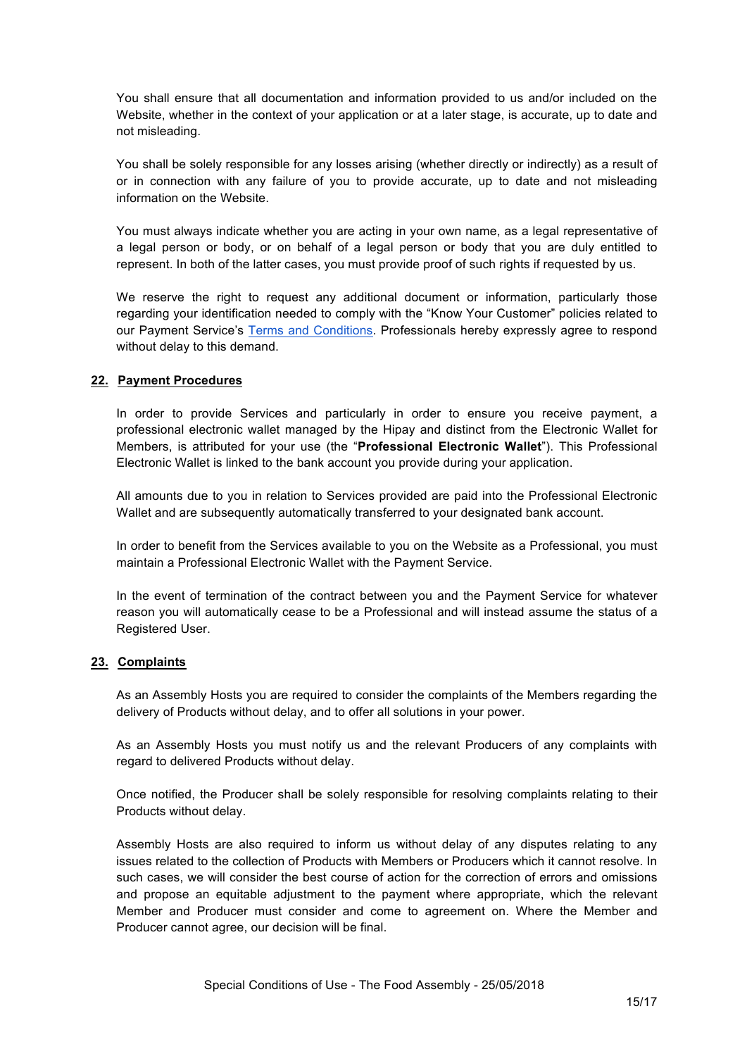You shall ensure that all documentation and information provided to us and/or included on the Website, whether in the context of your application or at a later stage, is accurate, up to date and not misleading.

You shall be solely responsible for any losses arising (whether directly or indirectly) as a result of or in connection with any failure of you to provide accurate, up to date and not misleading information on the Website.

You must always indicate whether you are acting in your own name, as a legal representative of a legal person or body, or on behalf of a legal person or body that you are duly entitled to represent. In both of the latter cases, you must provide proof of such rights if requested by us.

We reserve the right to request any additional document or information, particularly those regarding your identification needed to comply with the "Know Your Customer" policies related to our Payment Service's Terms and Conditions. Professionals hereby expressly agree to respond without delay to this demand.

## 22. Payment Procedures

In order to provide Services and particularly in order to ensure you receive payment, a professional electronic wallet managed by the Hipay and distinct from the Electronic Wallet for Members, is attributed for your use (the "**Professional Electronic Wallet**"). This Professional Electronic Wallet is linked to the bank account you provide during your application.

All amounts due to you in relation to Services provided are paid into the Professional Electronic Wallet and are subsequently automatically transferred to your designated bank account.

In order to benefit from the Services available to you on the Website as a Professional, you must maintain a Professional Electronic Wallet with the Payment Service.

In the event of termination of the contract between you and the Payment Service for whatever reason you will automatically cease to be a Professional and will instead assume the status of a Registered User.

## 23. Complaints

As an Assembly Hosts you are required to consider the complaints of the Members regarding the delivery of Products without delay, and to offer all solutions in your power.

As an Assembly Hosts you must notify us and the relevant Producers of any complaints with regard to delivered Products without delay.

Once notified, the Producer shall be solely responsible for resolving complaints relating to their Products without delay.

Assembly Hosts are also required to inform us without delay of any disputes relating to any issues related to the collection of Products with Members or Producers which it cannot resolve. In such cases, we will consider the best course of action for the correction of errors and omissions and propose an equitable adjustment to the payment where appropriate, which the relevant Member and Producer must consider and come to agreement on. Where the Member and Producer cannot agree, our decision will be final.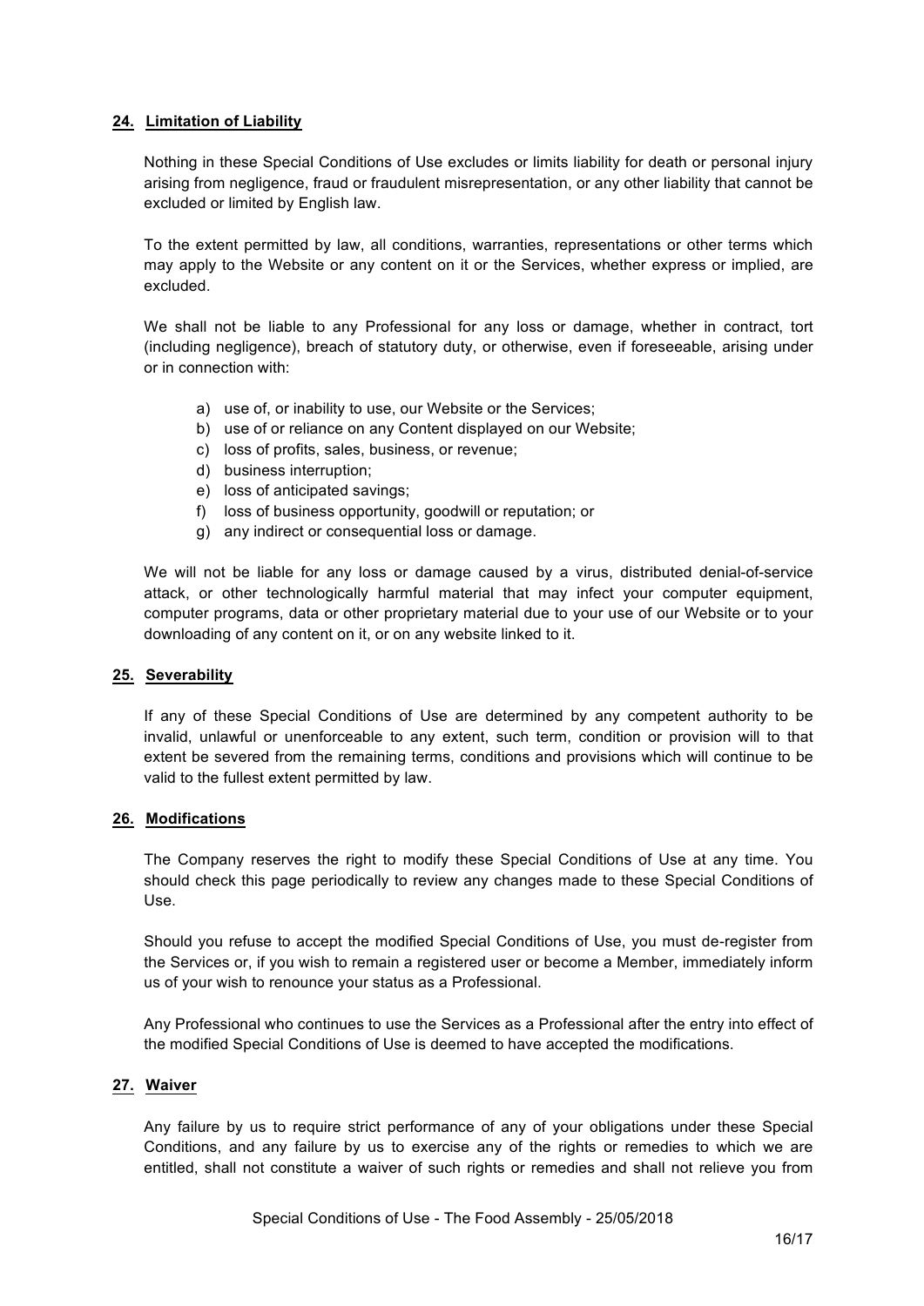## 24. Limitation of Liability

Nothing in these Special Conditions of Use excludes or limits liability for death or personal injury arising from negligence, fraud or fraudulent misrepresentation, or any other liability that cannot be excluded or limited by English law.

To the extent permitted by law, all conditions, warranties, representations or other terms which may apply to the Website or any content on it or the Services, whether express or implied, are excluded.

We shall not be liable to any Professional for any loss or damage, whether in contract, tort (including negligence), breach of statutory duty, or otherwise, even if foreseeable, arising under or in connection with:

a) use of, or inability to use, our Website or the Services;
b) use of or reliance on any Content displayed on our Website;
c) loss of profits, sales, business, or revenue;
d) business interruption;
e) loss of anticipated savings;
f) loss of business opportunity, goodwill or reputation; or
g) any indirect or consequential loss or damage.

We will not be liable for any loss or damage caused by a virus, distributed denial-of-service attack, or other technologically harmful material that may infect your computer equipment, computer programs, data or other proprietary material due to your use of our Website or to your downloading of any content on it, or on any website linked to it.

## 25. Severability

If any of these Special Conditions of Use are determined by any competent authority to be invalid, unlawful or unenforceable to any extent, such term, condition or provision will to that extent be severed from the remaining terms, conditions and provisions which will continue to be valid to the fullest extent permitted by law.

## 26. Modifications

The Company reserves the right to modify these Special Conditions of Use at any time. You should check this page periodically to review any changes made to these Special Conditions of Use.

Should you refuse to accept the modified Special Conditions of Use, you must de-register from the Services or, if you wish to remain a registered user or become a Member, immediately inform us of your wish to renounce your status as a Professional.

Any Professional who continues to use the Services as a Professional after the entry into effect of the modified Special Conditions of Use is deemed to have accepted the modifications.

## 27. Waiver

Any failure by us to require strict performance of any of your obligations under these Special Conditions, and any failure by us to exercise any of the rights or remedies to which we are entitled, shall not constitute a waiver of such rights or remedies and shall not relieve you from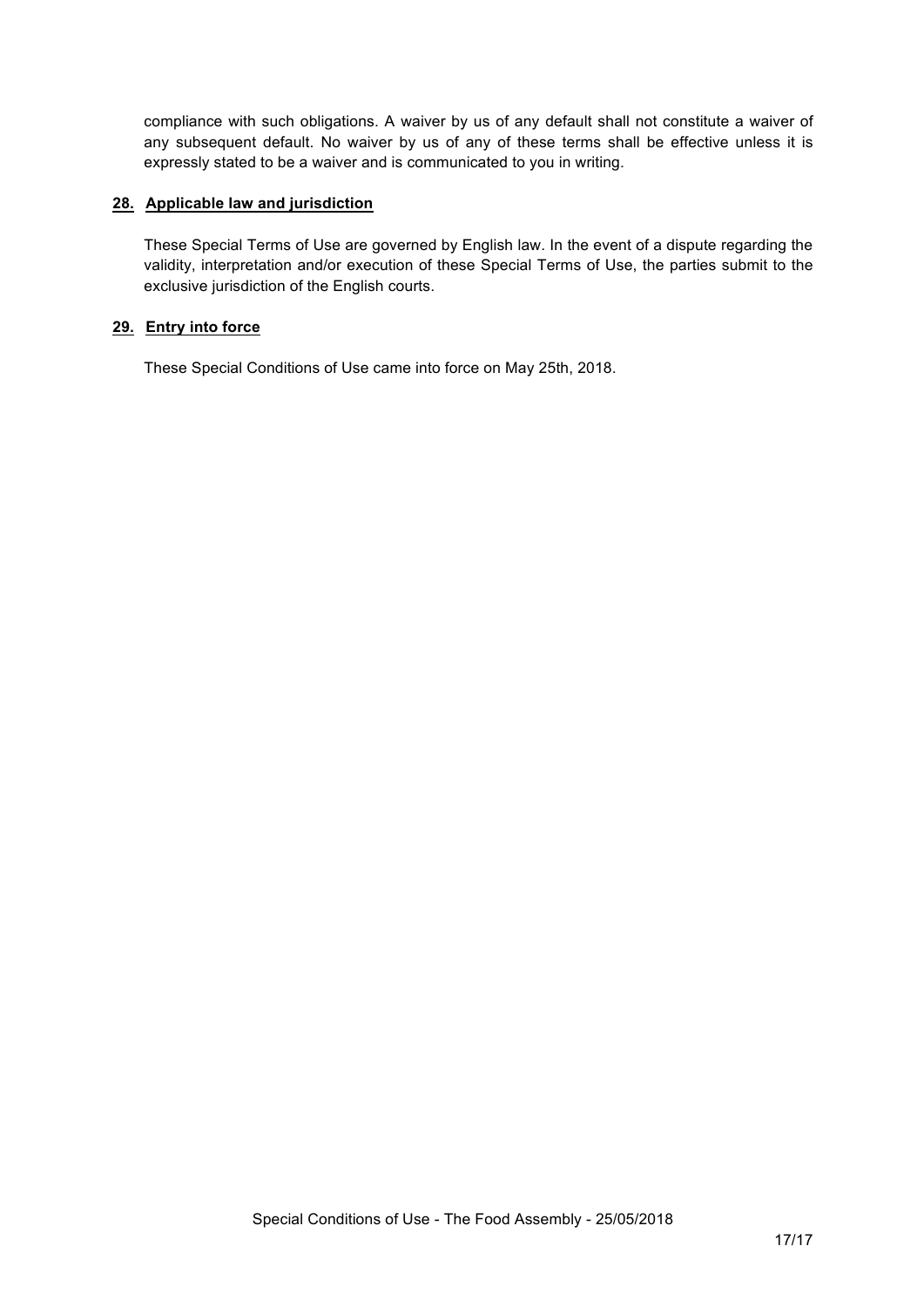compliance with such obligations. A waiver by us of any default shall not constitute a waiver of any subsequent default. No waiver by us of any of these terms shall be effective unless it is expressly stated to be a waiver and is communicated to you in writing.

## 28. Applicable law and jurisdiction

These Special Terms of Use are governed by English law. In the event of a dispute regarding the validity, interpretation and/or execution of these Special Terms of Use, the parties submit to the exclusive jurisdiction of the English courts.

## 29. Entry into force

These Special Conditions of Use came into force on May 25th, 2018.